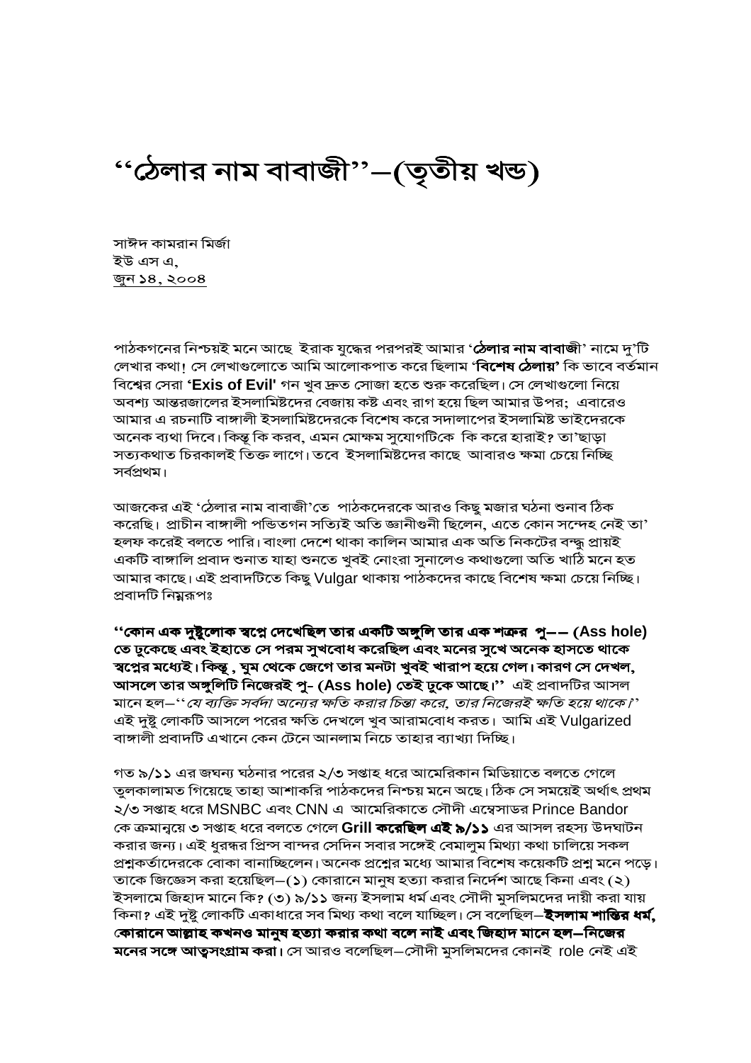# ''ঠেলার নাম বাবাজী''–(তৃতীয় খন্ড)

সাঈদ কামরান মির্জা  
ইউ এস এ,  
জুন ১৪, ২০০৪

পাঠকগনের নিশ্চয়ই মনে আছে ইরাক যুদ্ধের পরপরই আমার '**ঠেলার নাম বাবাজী**' নামে দু'টি লেখার কথা! সে লেখাগুলোতে আমি আলোকপাত করে ছিলাম '**বিশেষ ঠেলায়'** কি ভাবে বর্তমান বিশ্বের সেরা **'Exis of Evil'** গন খুব দ্রুত সোজা হতে শুরু করেছিল। সে লেখাগুলো নিয়ে অবশ্য আন্তরজালের ইসলামিষ্টদের বেজায় কষ্ট এবং রাগ হয়ে ছিল আমার উপর; এবারেও আমার এ রচনাটি বাঙ্গালী ইসলামিষ্টদেরকে বিশেষ করে সদালাপের ইসলামিষ্ট ভাইদেরকে অনেক ব্যথা দিবে। কিন্তু কি করব, এমন মোক্ষম সুযোগটিকে কি করে হারাই? তা'ছাড়া সত্যকথাত চিরকালই তিক্ত লাগে। তবে ইসলামিষ্টদের কাছে আবারও ক্ষমা চেয়ে নিচ্ছি সর্বপ্রথম।

আজকের এই 'ঠেলার নাম বাবাজী'তে পাঠকদেরকে আরও কিছু মজার ঘঠনা শুনাব ঠিক করেছি। প্রাচীন বাঙ্গালী পন্ডিতগন সত্যিই অতি জ্ঞানীগুনী ছিলেন, এতে কোন সন্দেহ নেই তা' হলফ করেই বলতে পারি। বাংলা দেশে থাকা কালিন আমার এক অতি নিকটের বন্দ্ধু প্রায়ই একটি বাঙ্গালি প্রবাদ শুনাত যাহা শুনতে খুবই নোংরা সুনালেও কথাগুলো অতি খাঠি মনে হত আমার কাছে। এই প্রবাদটিতে কিছু Vulgar থাকায় পাঠকদের কাছে বিশেষ ক্ষমা চেয়ে নিচ্ছি। প্রবাদটি নিম্নরূপঃ

**''কোন এক দুষ্টুলোক স্বপ্নে দেখেছিল তার একটি অঙ্গুলি তার এক শত্রুর পু–– (Ass hole) তে ঢুকেছে এবং ইহাতে সে পরম সুখবোধ করেছিল এবং মনের সুখে অনেক হাসতে থাকে স্বপ্নের মধ্যেই। কিন্তু , ঘুম থেকে জেগে তার মনটা খুবই খারাপ হয়ে গেল। কারণ সে দেখল, আসলে তার অঙ্গুলিটি নিজেরই পু- (Ass hole) তেই ঢুকে আছে।''** এই প্রবাদটির আসল মানে হল–''*যে ব্যক্তি সর্বদা অন্যের ক্ষতি করার চিন্তা করে, তার নিজেরই ক্ষতি হয়ে থাকে।*'' এই দুষ্টু লোকটি আসলে পরের ক্ষতি দেখলে খুব আরামবোধ করত। আমি এই Vulgarized বাঙ্গালী প্রবাদটি এখানে কেন টেনে আনলাম নিচে তাহার ব্যাখ্যা দিচ্ছি।

গত ৯/১১ এর জঘন্য ঘঠনার পরের ২/৩ সপ্তাহ ধরে আমেরিকান মিডিয়াতে বলতে গেলে তুলকালামত গিয়েছে তাহা আশাকরি পাঠকদের নিশ্চয় মনে অছে। ঠিক সে সময়েই অর্থাৎ প্রথম ২/৩ সপ্তাহ ধরে MSNBC এবং CNN এ আমেরিকাতে সৌদী এম্বেসাডর Prince Bandor কে ক্রমানুয়ে ৩ সপ্তাহ ধরে বলতে গেলে **Grill করেছিল এই ৯/১১** এর আসল রহস্য উদঘাটন করার জন্য। এই ধুরন্ধর প্রিন্স বান্দর সেদিন সবার সঙ্গেই বেমালুম মিথ্যা কথা চালিয়ে সকল প্রশ্নকর্তাদেরকে বোকা বানাচ্ছিলেন। অনেক প্রশ্নের মধ্যে আমার বিশেষ কয়েকটি প্রশ্ন মনে পড়ে। তাকে জিজ্ঞেস করা হয়েছিল–(১) কোরানে মানুষ হত্যা করার নির্দেশ আছে কিনা এবং (২) ইসলামে জিহাদ মানে কি? (৩) ৯/১১ জন্য ইসলাম ধর্ম এবং সৌদী মুসলিমদের দায়ী করা যায় কিনা? এই দুষ্টু লোকটি একাধারে সব মিথ্য কথা বলে যাচ্ছিল। সে বলেছিল–**ইসলাম শান্তির ধর্ম, কোরানে আল্লাহ কখনও মানুষ হত্যা করার কথা বলে নাই এবং জিহাদ মানে হল–নিজের মনের সঙ্গে আত্বসংগ্রাম করা।** সে আরও বলেছিল–সৌদী মুসলিমদের কোনই role নেই এই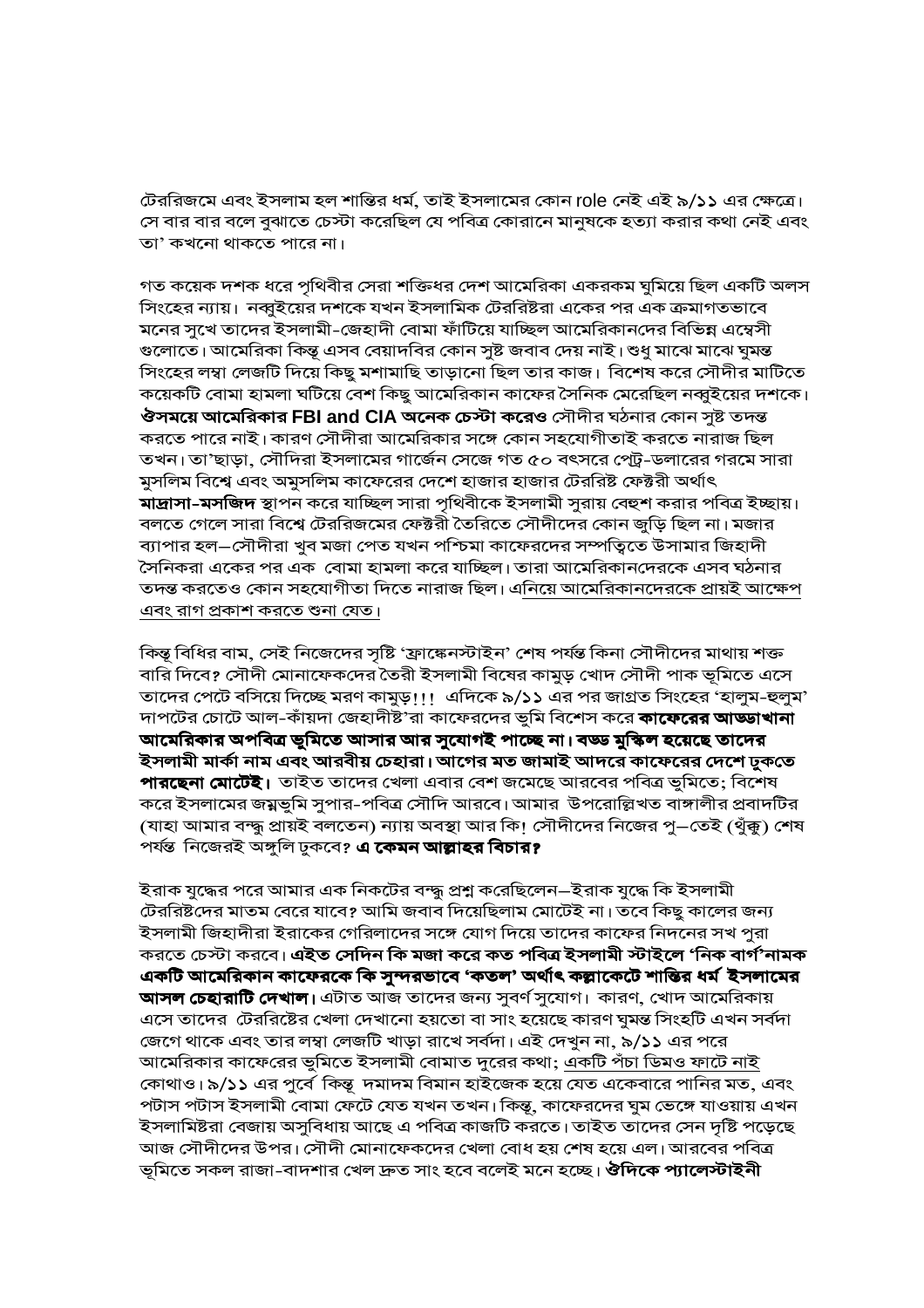টেররিজমে এবং ইসলাম হল শান্তির ধর্ম, তাই ইসলামের কোন role নেই এই ৯/১১ এর ক্ষেত্রে। সে বার বার বলে বুঝাতে চেস্টা করেছিল যে পবিত্র কোরানে মানুষকে হত্যা করার কথা নেই এবং তা' কখনো থাকতে পারে না।

গত কয়েক দশক ধরে পৃথিবীর সেরা শক্তিধর দেশ আমেরিকা একরকম ঘুমিয়ে ছিল একটি অলস সিংহের ন্যায়। নব্বুইয়ের দশকে যখন ইসলামিক টেররিষ্টরা একের পর এক ক্রমাগতভাবে মনের সুখে তাদের ইসলামী-জেহাদী বোমা ফাঁটিয়ে যাচ্ছিল আমেরিকানদের বিভিন্ন এম্বেসী গুলোতে। আমেরিকা কিন্তু এসব বেয়াদবির কোন সুষ্ট জবাব দেয় নাই। শুধু মাঝে মাঝে ঘুমন্ত সিংহের লম্বা লেজটি দিয়ে কিছু মশামাছি তাড়ানো ছিল তার কাজ। বিশেষ করে সৌদীর মাটিতে কয়েকটি বোমা হামলা ঘটিয়ে বেশ কিছু আমেরিকান কাফের সৈনিক মেরেছিল নব্বুইয়ের দশকে। **ঔসময়ে আমেরিকার FBI and CIA অনেক চেস্টা করেও** সৌদীর ঘঠনার কোন সুষ্ট তদন্ত করতে পারে নাই। কারণ সৌদীরা আমেরিকার সঙ্গে কোন সহযোগীতাই করতে নারাজ ছিল তখন। তা'ছাড়া, সৌদিরা ইসলামের গার্জেন সেজে গত ৫০ বৎসরে পেট্রো-ডলারের গরমে সারা মুসলিম বিশ্বে এবং অমুসলিম কাফেরের দেশে হাজার হাজার টেররিষ্ট ফেক্টরী অর্থাৎ **মাদ্রাসা-মসজিদ** স্থাপন করে যাচ্ছিল সারা পৃথিবীকে ইসলামী সুরায় বেহুশ করার পবিত্র ইচ্ছায়। বলতে গেলে সারা বিশ্বে টেররিজমের ফেক্টরী তৈরিতে সৌদীদের কোন জুড়ি ছিল না। মজার ব্যাপার হল—সৌদীরা খুব মজা পেত যখন পশ্চিমা কাফেরদের সম্পত্তিতে উসামার জিহাদী সৈনিকরা একের পর এক বোমা হামলা করে যাচ্ছিল। তারা আমেরিকানদেরকে এসব ঘঠনার তদন্ত করতেও কোন সহযোগীতা দিতে নারাজ ছিল। এনিয়ে আমেরিকানদেরকে প্রায়ই আক্ষেপ এবং রাগ প্রকাশ করতে শুনা যেত।

কিন্তু বিধির বাম, সেই নিজেদের সৃষ্টি 'ফ্রাঙ্কেনস্টাইন' শেষ পর্যন্ত কিনা সৌদীদের মাথায় শক্ত বারি দিবে? সৌদী মোনাফেকদের তৈরী ইসলামী বিষের কামুড় খোদ সৌদী পাক ভূমিতে এসে তাদের পেটে বসিয়ে দিচ্ছে মরণ কামুড়!!! এদিকে ৯/১১ এর পর জাগ্রত সিংহের 'হালুম-হুলুম' দাপটের চোটে আল-কাঁয়দা জেহাদীষ্ট'রা কাফেরদের ভূমি বিশেস করে **কাফেরের আড্ডাখানা আমেরিকার অপবিত্র ভূমিতে আসার আর সুযোগই পাচ্ছে না। বড্ড মুস্কিল হয়েছে তাদের ইসলামী মার্কা নাম এবং আরবীয় চেহারা। আগের মত জামাই আদরে কাফেরের দেশে ঢুকতে পারছেনা মোটেই।** তাইত তাদের খেলা এবার বেশ জমেছে আরবের পবিত্র ভূমিতে; বিশেষ করে ইসলামের জন্মভূমি সুপার-পবিত্র সৌদি আরবে। আমার উপরোল্লিখত বাঙ্গালীর প্রবাদটির (যাহা আমার বন্দ্ধু প্রায়ই বলতেন) ন্যায় অবস্থা আর কি! সৌদীদের নিজের পু—তেই (থুঁক্কু) শেষ পর্যন্ত নিজেরই অঙ্গুলি ঢুকবে? **এ কেমন আল্লাহর বিচার?**

ইরাক যুদ্ধের পরে আমার এক নিকটের বন্দ্ধ প্রশ্ন করেছিলেন—ইরাক যুদ্ধে কি ইসলামী টেররিষ্টদের মাতম বেরে যাবে? আমি জবাব দিয়েছিলাম মোটেই না। তবে কিছু কালের জন্য ইসলামী জিহাদীরা ইরাকের গেরিলাদের সঙ্গে যোগ দিয়ে তাদের কাফের নিদনের সখ পুরা করতে চেস্টা করবে। **এইত সেদিন কি মজা করে কত পবিত্র ইসলামী স্টাইলে 'নিক বার্গ'নামক একটি আমেরিকান কাফেরকে কি সুন্দরভাবে 'কতল' অর্থাৎ কল্লাকেটে শান্তির ধর্ম ইসলামের আসল চেহারাটি দেখাল।** এটাত আজ তাদের জন্য সুবর্ণ সুযোগ। কারণ, খোদ আমেরিকায় এসে তাদের টেররিষ্টের খেলা দেখানো হয়তো বা সাং হয়েছে কারণ ঘুমন্ত সিংহটি এখন সর্বদা জেগে থাকে এবং তার লম্বা লেজটি খাড়া রাখে সর্বদা। এই দেখুন না, ৯/১১ এর পরে আমেরিকার কাফেরের ভূমিতে ইসলামী বোমাত দুরের কথা; একটি পঁচা ডিমও ফাটে নাই কোথাও। ৯/১১ এর পুর্বে কিন্তু দমাদম বিমান হাইজেক হয়ে যেত একেবারে পানির মত, এবং পটাস পটাস ইসলামী বোমা ফেটে যেত যখন তখন। কিন্তু, কাফেরদের ঘুম ভেঙ্গে যাওয়ায় এখন ইসলামিষ্টরা বেজায় অসুবিধায় আছে এ পবিত্র কাজটি করতে। তাইত তাদের সেন দৃষ্টি পড়েছে আজ সৌদীদের উপর। সৌদী মোনাফেকদের খেলা বোধ হয় শেষ হয়ে এল। আরবের পবিত্র ভূমিতে সকল রাজা-বাদশার খেল দ্রুত সাং হবে বলেই মনে হচ্ছে। **ঔদিকে প্যালেস্টাইনী**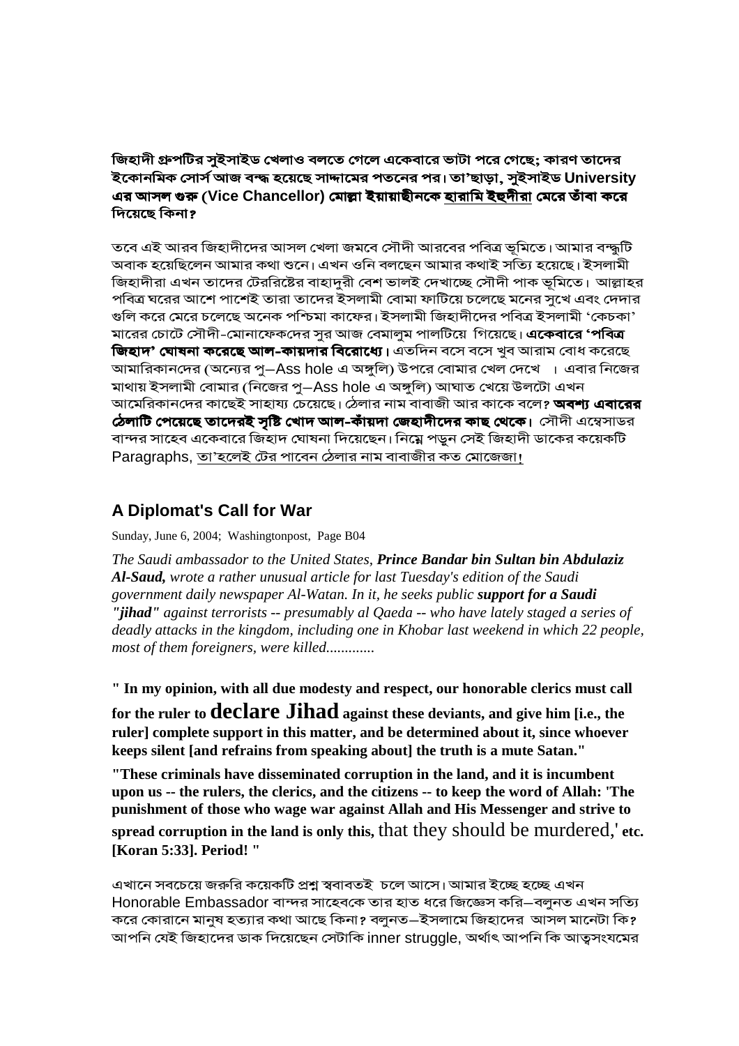**জিহাদী গ্রুপটির সুইসাইড খেলাও বলতে গেলে একেবারে ভাটা পরে গেছে; কারণ তাদের ইকোনমিক সোর্স আজ বন্দ্ধ হয়েছে সাদ্দামের পতনের পর। তা'ছাড়া, সুইসাইড University এর আসল গুরু (Vice Chancellor) মোল্লা ইয়াসীনকে হারামি ইহুদীরা মেরে তাঁবা করে দিয়েছে কিনা?**

তবে এই আরব জিহাদীদের আসল খেলা জমবে সৌদী আরবের পবিত্র ভূমিতে। আমার বন্দ্ধুটি অবাক হয়েছিলেন আমার কথা শুনে। এখন ওনি বলছেন আমার কথাই সত্যি হয়েছে। ইসলামী জিহাদীরা এখন তাদের টেররিষ্টের বাহাদুরী বেশ ভালই দেখাচ্ছে সৌদী পাক ভূমিতে। আল্লাহর পবিত্র ঘরের আশে পাশেই তারা তাদের ইসলামী বোমা ফাটিয়ে চলেছে মনের সুখে এবং দেদার গুলি করে মেরে চলেছে অনেক পশ্চিমা কাফের। ইসলামী জিহাদীদের পবিত্র ইসলামী 'কেচকা' মারের চোটে সৌদী-মোনাফেকদের সুর আজ বেমালুম পালটিয়ে গিয়েছে। **একেবারে 'পবিত্র জিহাদ' ঘোষনা করেছে আল-কায়দার বিরোধ্যে।** এতদিন বসে বসে খুব আরাম বোধ করেছে আমারিকানদের (অন্যের পু–Ass hole এ অঙ্গুলি) উপরে বোমার খেল দেখে । এবার নিজের মাথায় ইসলামী বোমার (নিজের পু–Ass hole এ অঙ্গুলি) আঘাত খেয়ে উলটো এখন আমেরিকানদের কাছেই সাহায্য চেয়েছে। ঠেলার নাম বাবাজী আর কাকে বলে? **অবশ্য এবারের ঠেলাটি পেয়েছে তাদেরই সৃষ্টি খোদ আল-কাঁয়দা জেহাদীদের কাছ থেকে।** সৌদী এম্বেসাডর বান্দর সাহেব একেবারে জিহাদ ঘোষনা দিয়েছেন। নিম্নে পড়ুন সেই জিহাদী ডাকের কয়েকটি Paragraphs, তা'হলেই টের পাবেন ঠেলার নাম বাবাজীর কত মোজেজা!

## A Diplomat's Call for War

Sunday, June 6, 2004; Washingtonpost, Page B04

*The Saudi ambassador to the United States, **Prince Bandar bin Sultan bin Abdulaziz Al-Saud,** wrote a rather unusual article for last Tuesday's edition of the Saudi government daily newspaper Al-Watan. In it, he seeks public **support for a Saudi "jihad"** against terrorists -- presumably al Qaeda -- who have lately staged a series of deadly attacks in the kingdom, including one in Khobar last weekend in which 22 people, most of them foreigners, were killed.............*

**" In my opinion, with all due modesty and respect, our honorable clerics must call for the ruler to declare Jihad against these deviants, and give him [i.e., the ruler] complete support in this matter, and be determined about it, since whoever keeps silent [and refrains from speaking about] the truth is a mute Satan."**

**"These criminals have disseminated corruption in the land, and it is incumbent upon us -- the rulers, the clerics, and the citizens -- to keep the word of Allah: 'The punishment of those who wage war against Allah and His Messenger and strive to spread corruption in the land is only this,** that they should be murdered,' **etc. [Koran 5:33]. Period! "**

এখানে সবচেয়ে জরুরি কয়েকটি প্রশ্ন স্ববাবতই চলে আসে। আমার ইচ্ছে হচ্ছে এখন Honorable Embassador বান্দর সাহেবকে তার হাত ধরে জিজ্ঞেস করি–বলুনত এখন সত্যি করে কোরানে মানুষ হত্যার কথা আছে কিনা? বলুনত–ইসলামে জিহাদের আসল মানেটা কি? আপনি যেই জিহাদের ডাক দিয়েছেন সেটাকি inner struggle, অর্থাৎ আপনি কি আত্বসংযমের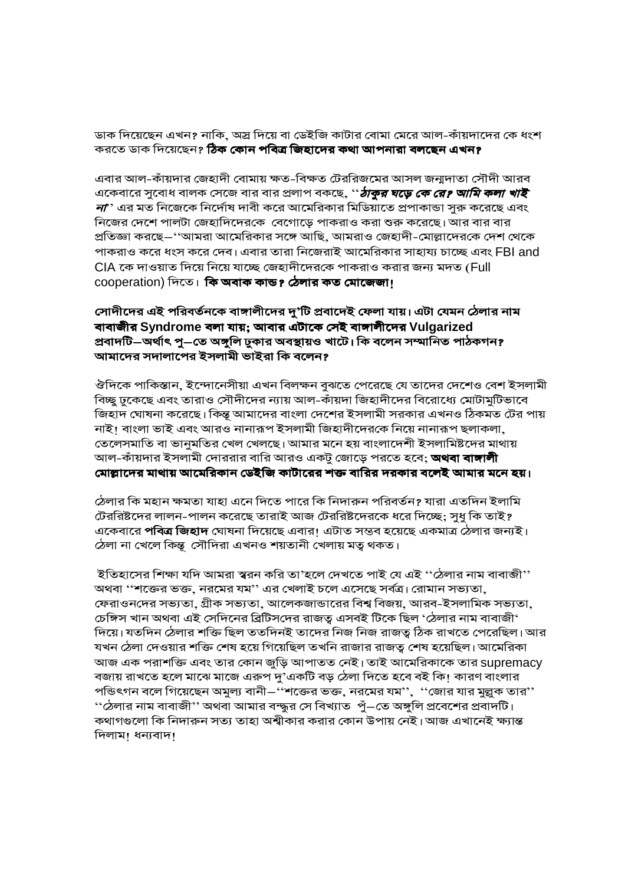ডাক দিয়েছেন এখন? নাকি, অস্ত্র দিয়ে বা ডেইজি কাটার বোমা মেরে আল-কাঁয়দাদের কে ধংশ করতে ডাক দিয়েছেন? **ঠিক কোন পবিত্র জিহাদের কথা আপনারা বলছেন এখন?**

এবার আল-কাঁয়দার জেহাদী বোমায় ক্ষত-বিক্ষত টেররিজমের আসল জন্মদাতা সৌদী আরব একেবারে সুবোধ বালক সেজে বার বার প্রলাপ বকছে, ''***ঠাকুর ঘড়ে কে রে? আমি কলা খাই না***'' এর মত নিজেকে নির্দোষ দাবী করে আমেরিকার মিডিয়াতে প্রপাকান্ডা সুরু করেছে এবং নিজের দেশে পালটা জেহাদিদেরকে বেগোড়ে পাকরাও করা শুরু করেছে। আর বার বার প্রতিজ্ঞা করছে–''আমরা আমেরিকার সঙ্গে আছি, আমরাও জেহাদী-মোল্লাদেরকে দেশ থেকে পাকরাও করে ধংস করে দেব। এবার তারা নিজেরাই আমেরিকার সাহায্য চাচ্ছে এবং FBI and CIA কে দাওয়াত দিয়ে নিয়ে যাচ্ছে জেহাদীদেরকে পাকরাও করার জন্য মদত (Full cooperation) দিতে। **কি অবাক কান্ড? ঠেলার কত মোজেজা!**

**সোদীদের এই পরিবর্তনকে বাঙ্গালীদের দু'টি প্রবাদেই ফেলা যায়। এটা যেমন ঠেলার নাম বাবাজীর Syndrome বলা যায়; আবার এটাকে সেই বাঙ্গালীদের Vulgarized প্রবাদটি–অর্থাৎ পু–তে অঙ্গুলি ঢুকার অবস্থায়ও খাটে। কি বলেন সম্মানিত পাঠকগন? আমাদের সদালাপের ইসলামী ভাইরা কি বলেন?**

ঔদিকে পাকিস্তান, ইন্দোনেসীয়া এখন বিলক্ষন বুঝতে পেরেছে যে তাদের দেশেও বেশ ইসলামী বিচ্ছু ঢুকেছে এবং তারাও সৌদীদের ন্যায় আল-কাঁয়দা জিহাদীদের বিরোধ্যে মোটামুটিভাবে জিহাদ ঘোষনা করেছে। কিন্তু আমাদের বাংলা দেশের ইসলামী সরকার এখনও ঠিকমত টের পায় নাই! বাংলা ভাই এবং আরও নানারূপ ইসলামী জিহাদীদেরকে নিয়ে নানারূপ ছলাকলা, তেলেসমাতি বা ভানুমতির খেল খেলছে। আমার মনে হয় বাংলাদেশী ইসলামিষ্টদের মাথায় আল-কাঁয়দার ইসলামী দোররার বারি আরও একটু জোড়ে পরতে হবে; **অথবা বাঙ্গালী মোল্লাদের মাথায় আমেরিকান ডেইজি কাটারের শক্ত বারির দরকার বলেই আমার মনে হয়।**

ঠেলার কি মহান ক্ষমতা যাহা এনে দিতে পারে কি নিদারুন পরিবর্তন? যারা এতদিন ইলামি টেররিষ্টদের লালন-পালন করেছে তারাই আজ টেররিষ্টদেরকে ধরে দিচ্ছে; সুধু কি তাই? একেবারে **পবিত্র জিহাদ** ঘোষনা দিয়েছে এবার! এটাত সম্ভব হয়েছে একমাত্র ঠেলার জন্যই। ঠেলা না খেলে কিন্তু সৌদিরা এখনও শয়তানী খেলায় মত্ব থকত।

ইতিহাসের শিক্ষা যদি আমরা স্বরন করি তা'হলে দেখতে পাই যে এই ''ঠেলার নাম বাবাজী'' অথবা ''শক্তের ভক্ত, নরমের যম'' এর খেলাই চলে এসেছে সর্বত্র। রোমান সভ্যতা, ফেরাওনদের সভ্যতা, গ্রীক সভ্যতা, আলেকজান্ডারের বিশ্ব বিজয়, আরব-ইসলামিক সভ্যতা, চেঙ্গিস খান অথবা এই সেদিনের ব্রিটিসদের রাজত্ব এসবই টিকে ছিল 'ঠেলার নাম বাবাজী' দিয়ে। যতদিন ঠেলার শক্তি ছিল ততদিনই তাদের নিজ নিজ রাজত্ব ঠিক রাখতে পেরেছিল। আর যখন ঠেলা দেওয়ার শক্তি শেষ হয়ে গিয়েছিল তখনি রাজার রাজত্ব শেষ হয়েছিল। আমেরিকা আজ এক পরাশক্তি এবং তার কোন জুড়ি আপাতত নেই। তাই আমেরিকাকে তার supremacy বজায় রাখতে হলে মাঝে মাজে এরুপ দু'একটি বড় ঠেলা দিতে হবে বই কি! কারণ বাংলার পন্ডিৎগন বলে গিয়েছেন অমুল্য বানী–''শক্তের ভক্ত, নরমের যম'', ''জোর যার মুল্লুক তার'' ''ঠেলার নাম বাবাজী'' অথবা আমার বন্ধুর সে বিখ্যাত পুঁ–তে অঙ্গুলি প্রবেশের প্রবাদটি। কথাগগুলো কি নিদারুন সত্য তাহা অস্বীকার করার কোন উপায় নেই। আজ এখানেই ক্ষ্যান্ত দিলাম! ধন্যবাদ!